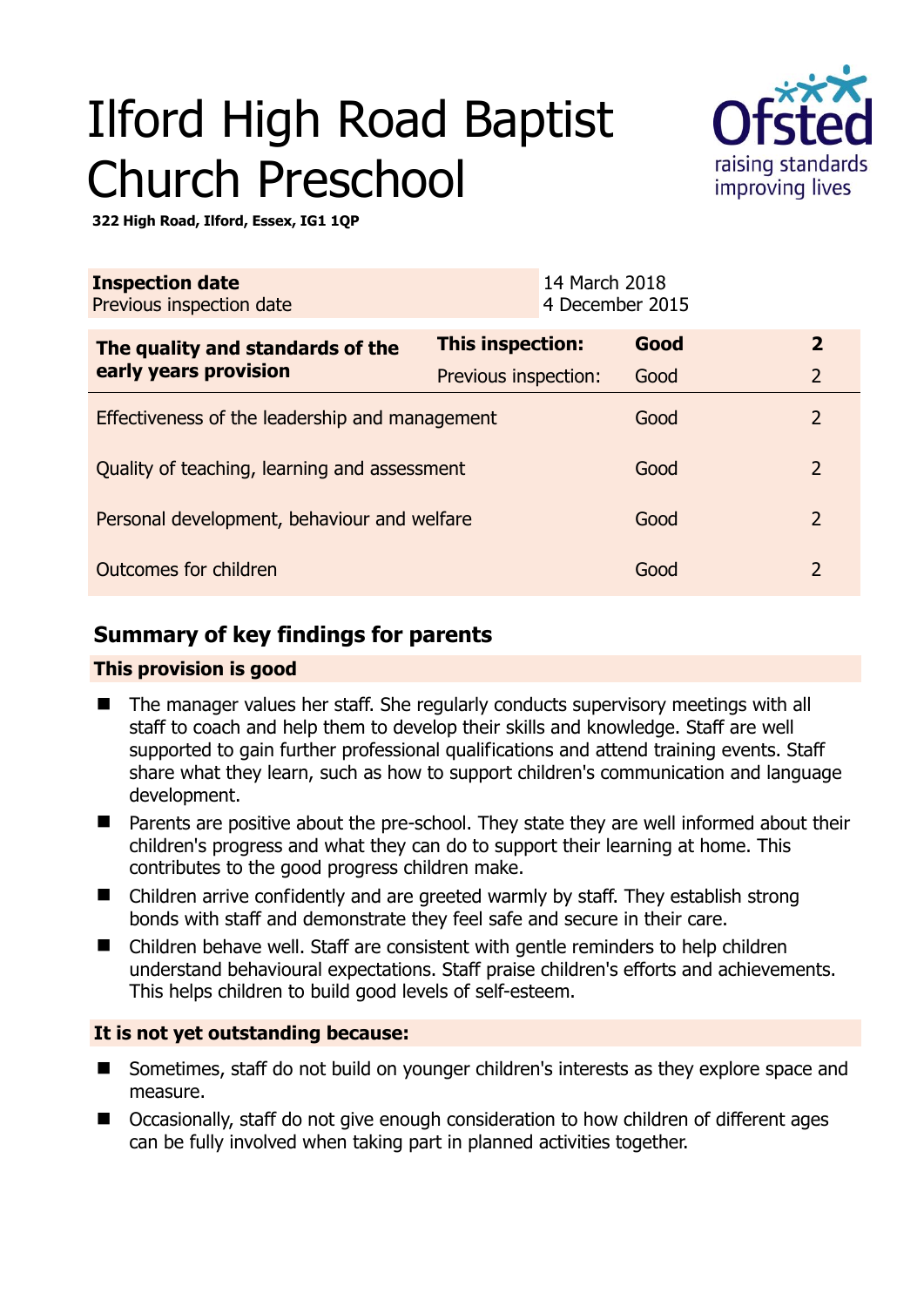# Ilford High Road Baptist Church Preschool

**322 High Road, Ilford, Essex, IG1 1QP**

| **Inspection date** | 14 March 2018 |
|---|---|
| Previous inspection date | 4 December 2015 |

| **The quality and standards of the early years provision** | **This inspection:** | **Good** | **2** |
|---|---|---|---|
| | Previous inspection: | Good | 2 |
| Effectiveness of the leadership and management | | Good | 2 |
| Quality of teaching, learning and assessment | | Good | 2 |
| Personal development, behaviour and welfare | | Good | 2 |
| Outcomes for children | | Good | 2 |

## Summary of key findings for parents

### This provision is good

- The manager values her staff. She regularly conducts supervisory meetings with all staff to coach and help them to develop their skills and knowledge. Staff are well supported to gain further professional qualifications and attend training events. Staff share what they learn, such as how to support children's communication and language development.
- Parents are positive about the pre-school. They state they are well informed about their children's progress and what they can do to support their learning at home. This contributes to the good progress children make.
- Children arrive confidently and are greeted warmly by staff. They establish strong bonds with staff and demonstrate they feel safe and secure in their care.
- Children behave well. Staff are consistent with gentle reminders to help children understand behavioural expectations. Staff praise children's efforts and achievements. This helps children to build good levels of self-esteem.

### It is not yet outstanding because:

- Sometimes, staff do not build on younger children's interests as they explore space and measure.
- Occasionally, staff do not give enough consideration to how children of different ages can be fully involved when taking part in planned activities together.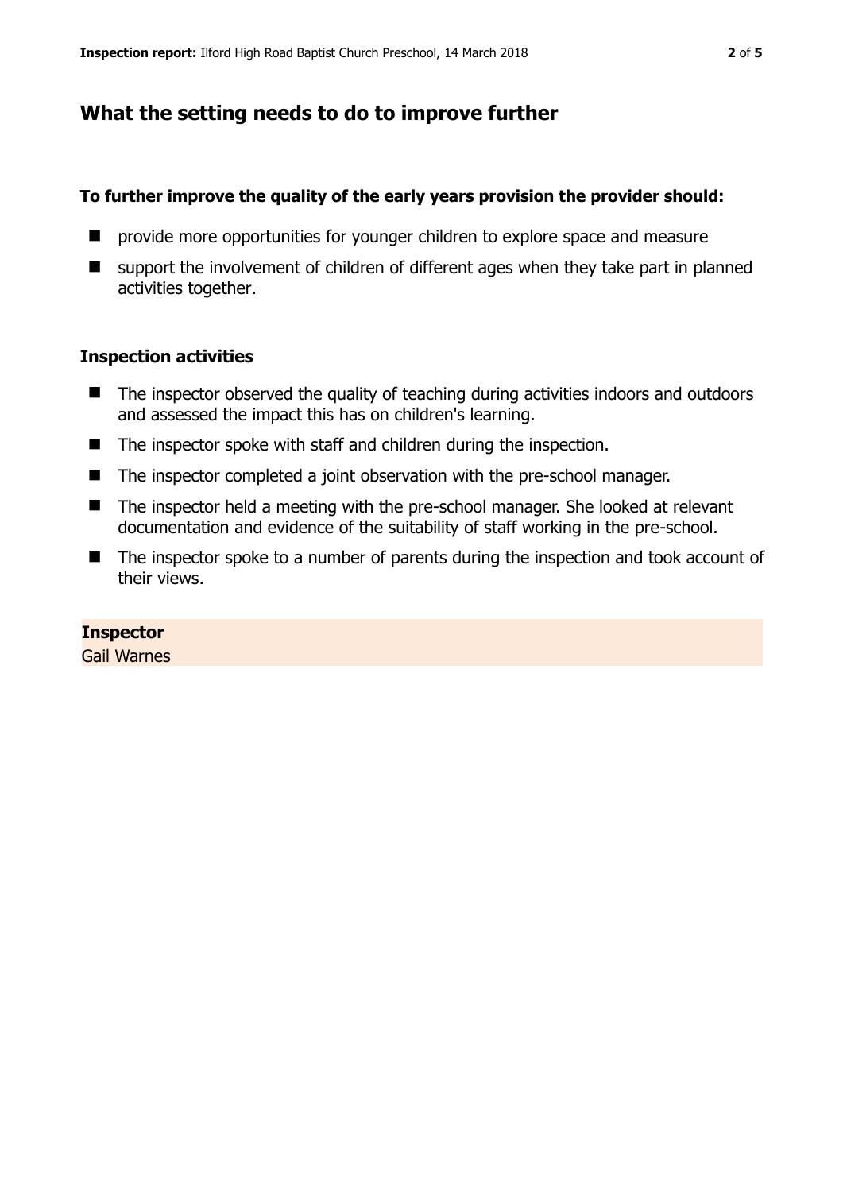## What the setting needs to do to improve further

**To further improve the quality of the early years provision the provider should:**

- provide more opportunities for younger children to explore space and measure
- support the involvement of children of different ages when they take part in planned activities together.

### Inspection activities

- The inspector observed the quality of teaching during activities indoors and outdoors and assessed the impact this has on children's learning.
- The inspector spoke with staff and children during the inspection.
- The inspector completed a joint observation with the pre-school manager.
- The inspector held a meeting with the pre-school manager. She looked at relevant documentation and evidence of the suitability of staff working in the pre-school.
- The inspector spoke to a number of parents during the inspection and took account of their views.

**Inspector**
Gail Warnes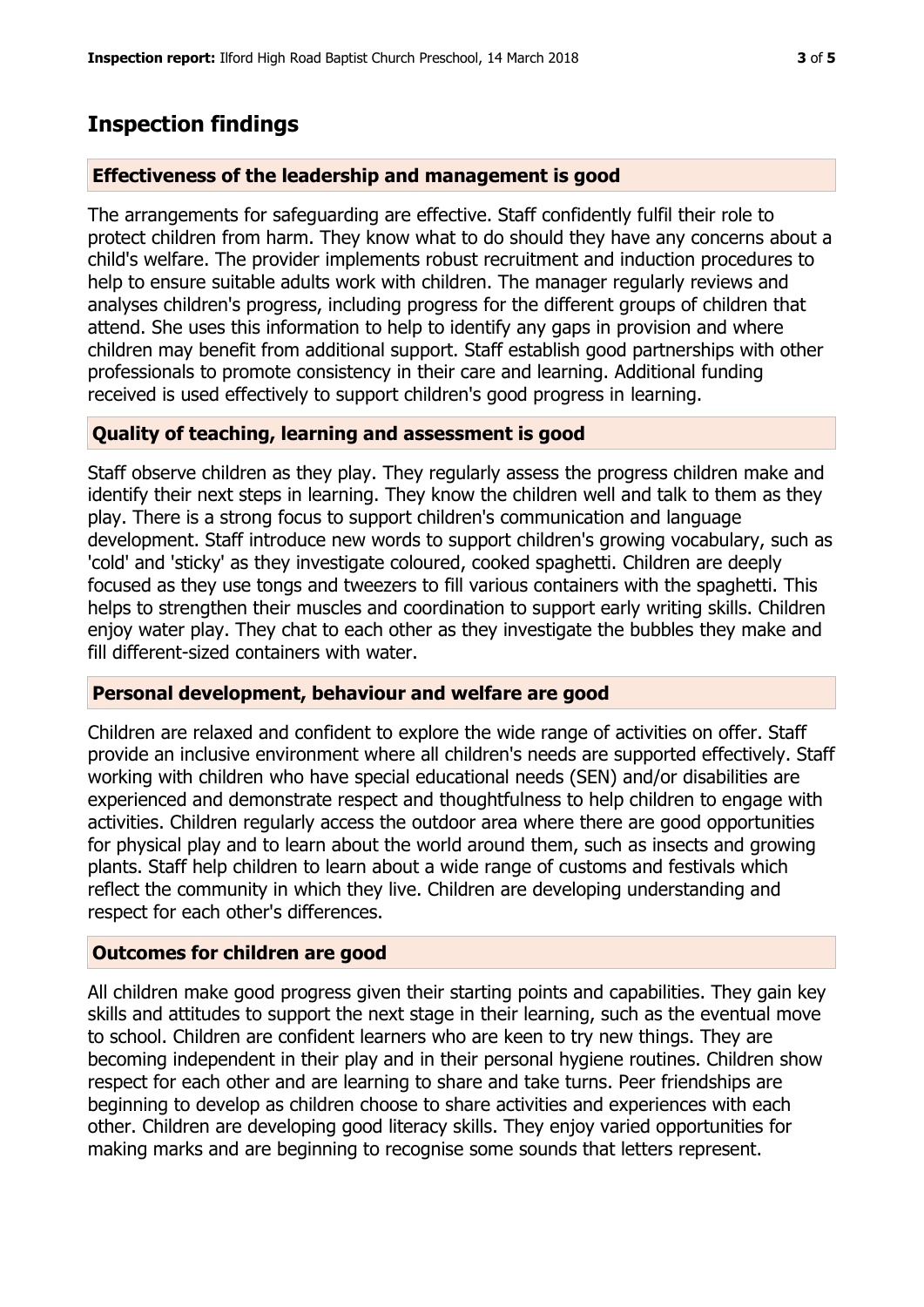## Inspection findings

### Effectiveness of the leadership and management is good

The arrangements for safeguarding are effective. Staff confidently fulfil their role to protect children from harm. They know what to do should they have any concerns about a child's welfare. The provider implements robust recruitment and induction procedures to help to ensure suitable adults work with children. The manager regularly reviews and analyses children's progress, including progress for the different groups of children that attend. She uses this information to help to identify any gaps in provision and where children may benefit from additional support. Staff establish good partnerships with other professionals to promote consistency in their care and learning. Additional funding received is used effectively to support children's good progress in learning.

### Quality of teaching, learning and assessment is good

Staff observe children as they play. They regularly assess the progress children make and identify their next steps in learning. They know the children well and talk to them as they play. There is a strong focus to support children's communication and language development. Staff introduce new words to support children's growing vocabulary, such as 'cold' and 'sticky' as they investigate coloured, cooked spaghetti. Children are deeply focused as they use tongs and tweezers to fill various containers with the spaghetti. This helps to strengthen their muscles and coordination to support early writing skills. Children enjoy water play. They chat to each other as they investigate the bubbles they make and fill different-sized containers with water.

### Personal development, behaviour and welfare are good

Children are relaxed and confident to explore the wide range of activities on offer. Staff provide an inclusive environment where all children's needs are supported effectively. Staff working with children who have special educational needs (SEN) and/or disabilities are experienced and demonstrate respect and thoughtfulness to help children to engage with activities. Children regularly access the outdoor area where there are good opportunities for physical play and to learn about the world around them, such as insects and growing plants. Staff help children to learn about a wide range of customs and festivals which reflect the community in which they live. Children are developing understanding and respect for each other's differences.

### Outcomes for children are good

All children make good progress given their starting points and capabilities. They gain key skills and attitudes to support the next stage in their learning, such as the eventual move to school. Children are confident learners who are keen to try new things. They are becoming independent in their play and in their personal hygiene routines. Children show respect for each other and are learning to share and take turns. Peer friendships are beginning to develop as children choose to share activities and experiences with each other. Children are developing good literacy skills. They enjoy varied opportunities for making marks and are beginning to recognise some sounds that letters represent.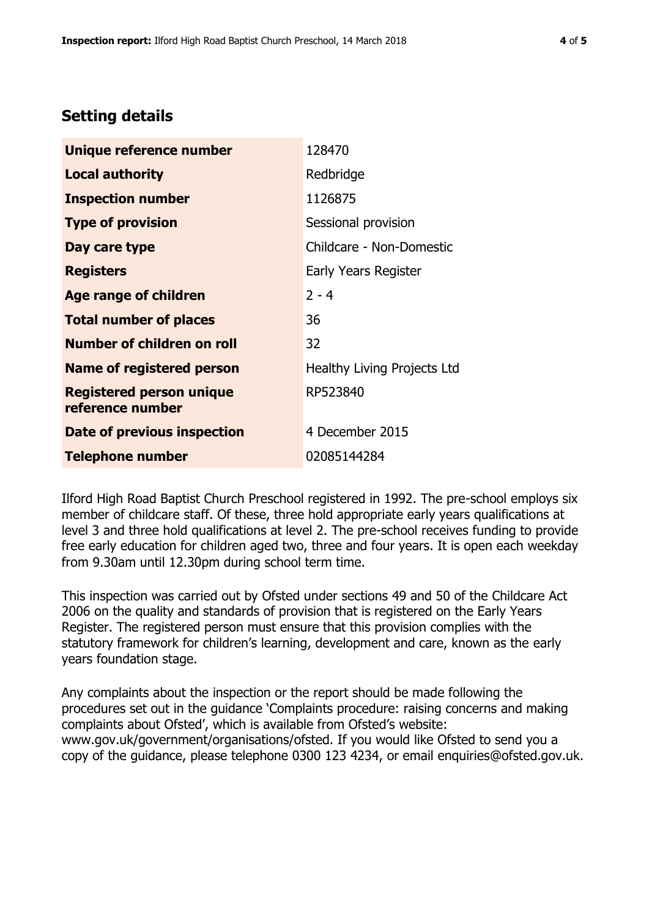## Setting details

| | |
|---|---|
| **Unique reference number** | 128470 |
| **Local authority** | Redbridge |
| **Inspection number** | 1126875 |
| **Type of provision** | Sessional provision |
| **Day care type** | Childcare - Non-Domestic |
| **Registers** | Early Years Register |
| **Age range of children** | 2 - 4 |
| **Total number of places** | 36 |
| **Number of children on roll** | 32 |
| **Name of registered person** | Healthy Living Projects Ltd |
| **Registered person unique reference number** | RP523840 |
| **Date of previous inspection** | 4 December 2015 |
| **Telephone number** | 02085144284 |

Ilford High Road Baptist Church Preschool registered in 1992. The pre-school employs six member of childcare staff. Of these, three hold appropriate early years qualifications at level 3 and three hold qualifications at level 2. The pre-school receives funding to provide free early education for children aged two, three and four years. It is open each weekday from 9.30am until 12.30pm during school term time.

This inspection was carried out by Ofsted under sections 49 and 50 of the Childcare Act 2006 on the quality and standards of provision that is registered on the Early Years Register. The registered person must ensure that this provision complies with the statutory framework for children's learning, development and care, known as the early years foundation stage.

Any complaints about the inspection or the report should be made following the procedures set out in the guidance 'Complaints procedure: raising concerns and making complaints about Ofsted', which is available from Ofsted's website: www.gov.uk/government/organisations/ofsted. If you would like Ofsted to send you a copy of the guidance, please telephone 0300 123 4234, or email enquiries@ofsted.gov.uk.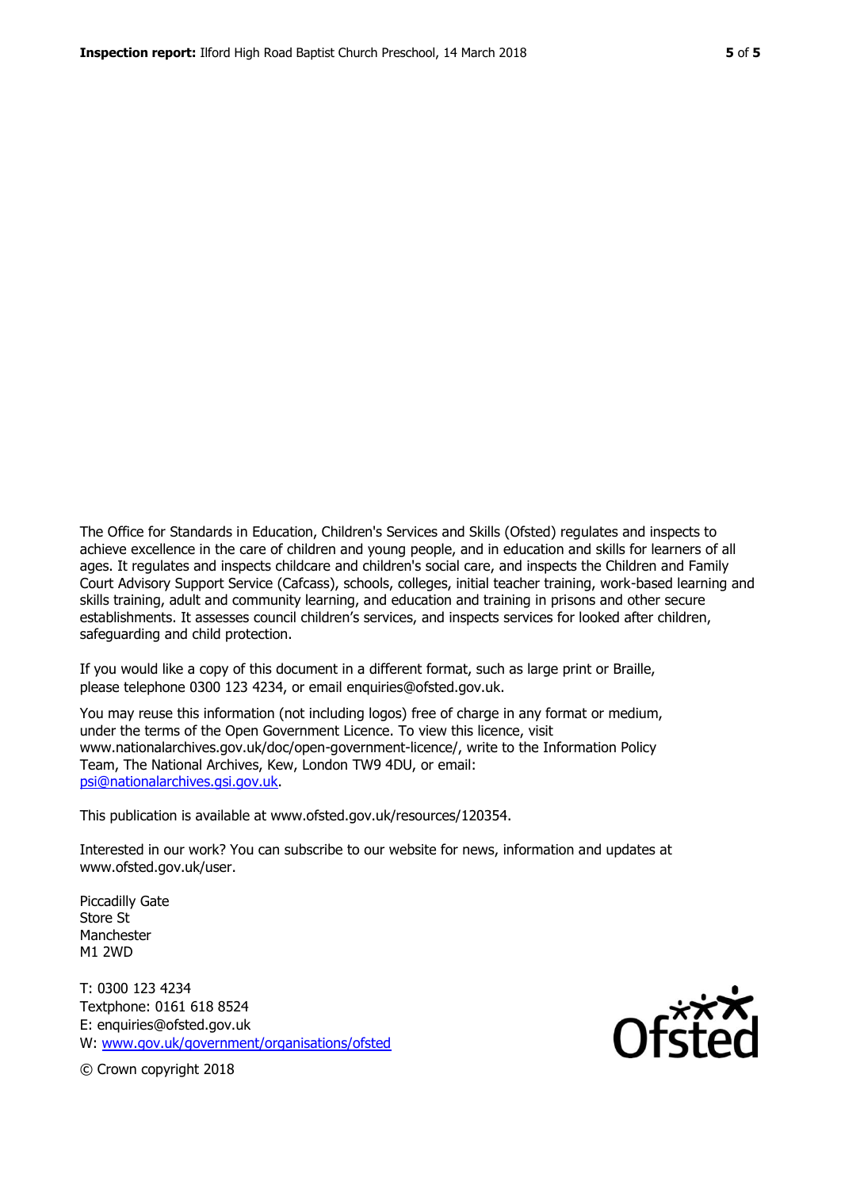The Office for Standards in Education, Children's Services and Skills (Ofsted) regulates and inspects to achieve excellence in the care of children and young people, and in education and skills for learners of all ages. It regulates and inspects childcare and children's social care, and inspects the Children and Family Court Advisory Support Service (Cafcass), schools, colleges, initial teacher training, work-based learning and skills training, adult and community learning, and education and training in prisons and other secure establishments. It assesses council children's services, and inspects services for looked after children, safeguarding and child protection.

If you would like a copy of this document in a different format, such as large print or Braille, please telephone 0300 123 4234, or email enquiries@ofsted.gov.uk.

You may reuse this information (not including logos) free of charge in any format or medium, under the terms of the Open Government Licence. To view this licence, visit www.nationalarchives.gov.uk/doc/open-government-licence/, write to the Information Policy Team, The National Archives, Kew, London TW9 4DU, or email: psi@nationalarchives.gsi.gov.uk.

This publication is available at www.ofsted.gov.uk/resources/120354.

Interested in our work? You can subscribe to our website for news, information and updates at www.ofsted.gov.uk/user.

Piccadilly Gate
Store St
Manchester
M1 2WD

T: 0300 123 4234
Textphone: 0161 618 8524
E: enquiries@ofsted.gov.uk
W: www.gov.uk/government/organisations/ofsted

© Crown copyright 2018